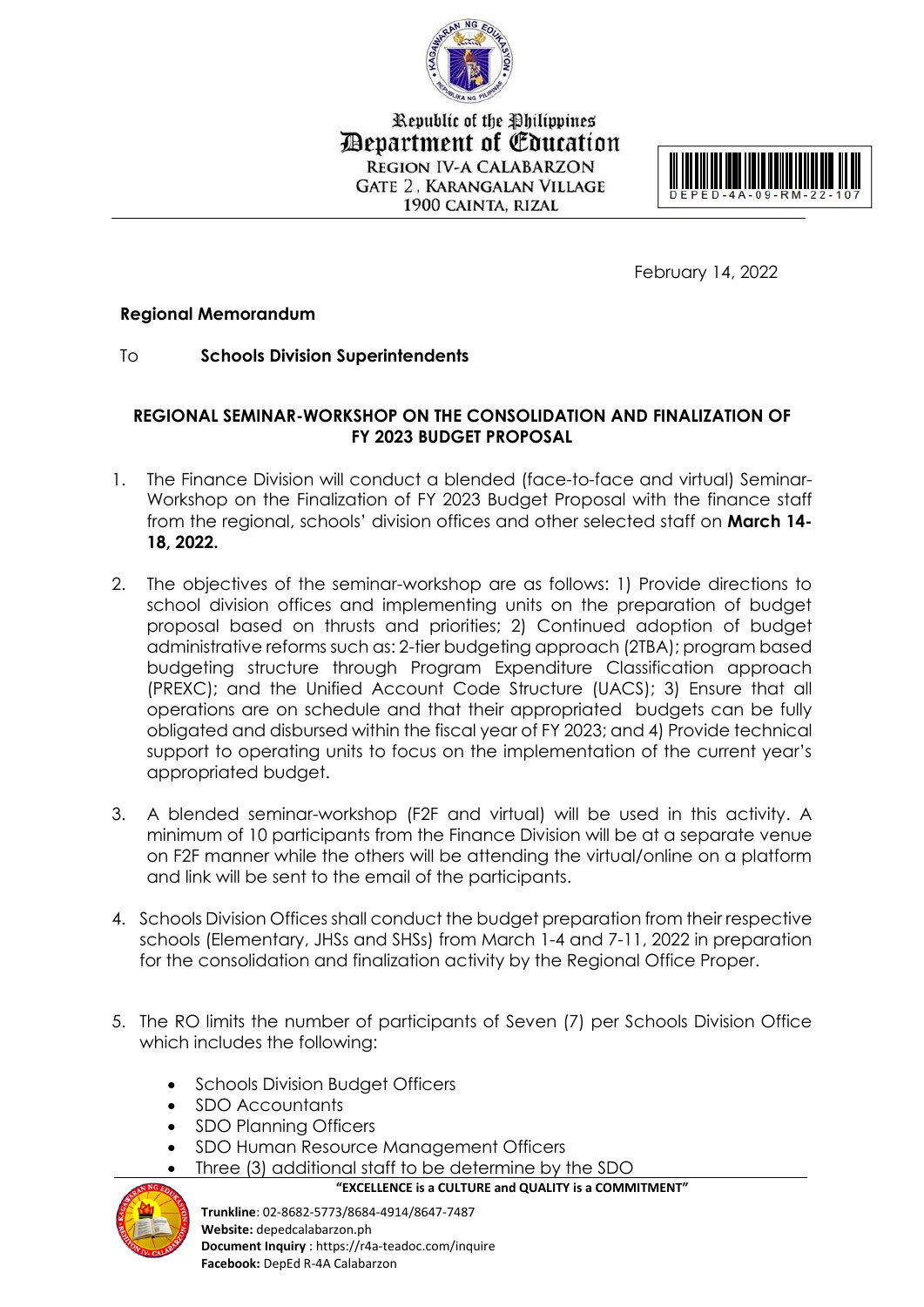Republic of the Philippines
Department of Education
REGION IV-A CALABARZON
GATE 2, KARANGALAN VILLAGE
1900 CAINTA, RIZAL

DEPED-4A-09-RM-22-107

February 14, 2022

**Regional Memorandum**

To **Schools Division Superintendents**

**REGIONAL SEMINAR-WORKSHOP ON THE CONSOLIDATION AND FINALIZATION OF FY 2023 BUDGET PROPOSAL**

1. The Finance Division will conduct a blended (face-to-face and virtual) Seminar-Workshop on the Finalization of FY 2023 Budget Proposal with the finance staff from the regional, schools' division offices and other selected staff on **March 14-18, 2022.**

2. The objectives of the seminar-workshop are as follows: 1) Provide directions to school division offices and implementing units on the preparation of budget proposal based on thrusts and priorities; 2) Continued adoption of budget administrative reforms such as: 2-tier budgeting approach (2TBA); program based budgeting structure through Program Expenditure Classification approach (PREXC); and the Unified Account Code Structure (UACS); 3) Ensure that all operations are on schedule and that their appropriated budgets can be fully obligated and disbursed within the fiscal year of FY 2023; and 4) Provide technical support to operating units to focus on the implementation of the current year's appropriated budget.

3. A blended seminar-workshop (F2F and virtual) will be used in this activity. A minimum of 10 participants from the Finance Division will be at a separate venue on F2F manner while the others will be attending the virtual/online on a platform and link will be sent to the email of the participants.

4. Schools Division Offices shall conduct the budget preparation from their respective schools (Elementary, JHSs and SHSs) from March 1-4 and 7-11, 2022 in preparation for the consolidation and finalization activity by the Regional Office Proper.

5. The RO limits the number of participants of Seven (7) per Schools Division Office which includes the following:

   - Schools Division Budget Officers
   - SDO Accountants
   - SDO Planning Officers
   - SDO Human Resource Management Officers
   - Three (3) additional staff to be determine by the SDO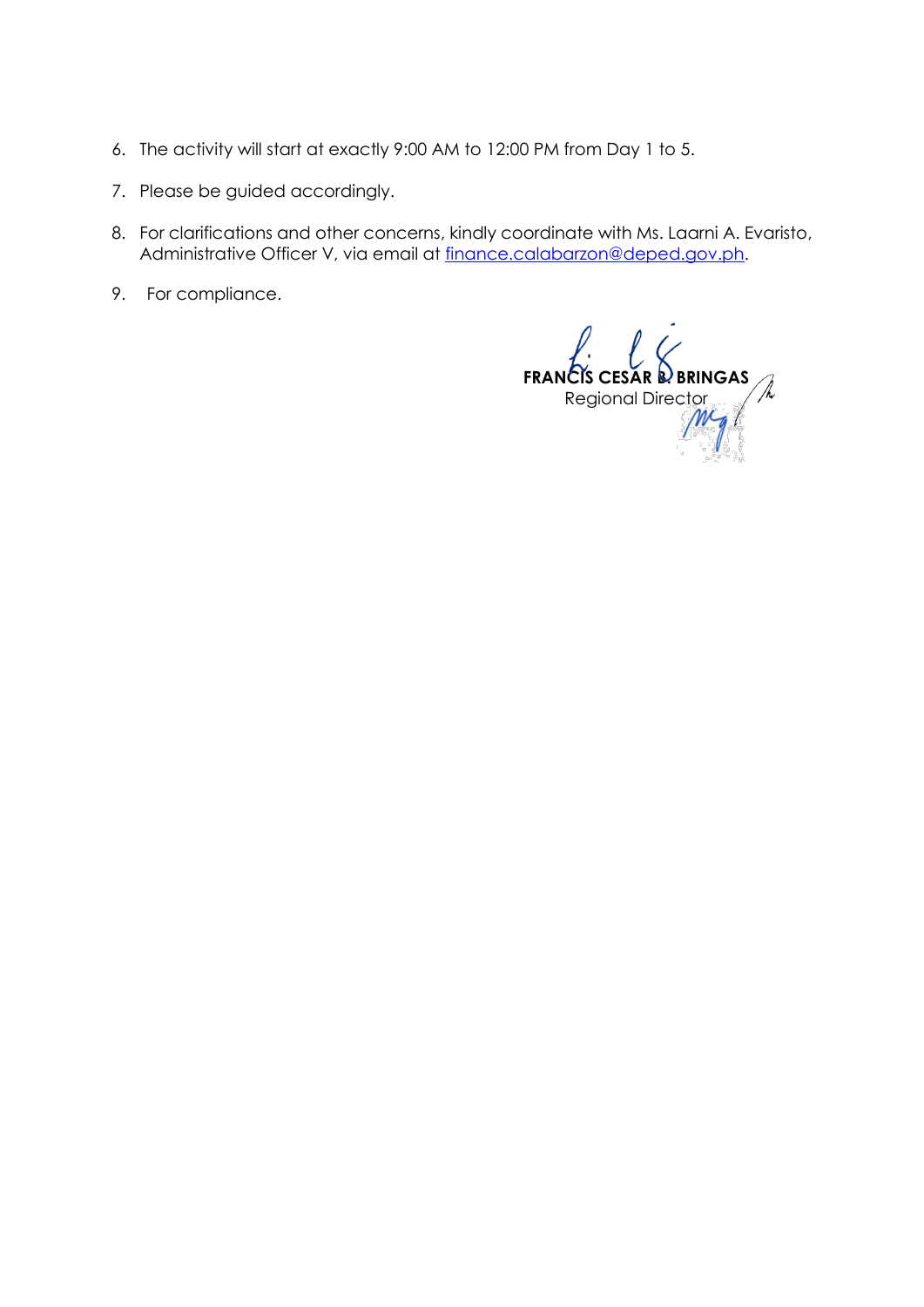6. The activity will start at exactly 9:00 AM to 12:00 PM from Day 1 to 5.

7. Please be guided accordingly.

8. For clarifications and other concerns, kindly coordinate with Ms. Laarni A. Evaristo, Administrative Officer V, via email at finance.calabarzon@deped.gov.ph.

9. For compliance.

**FRANCIS CESAR B. BRINGAS**
Regional Director